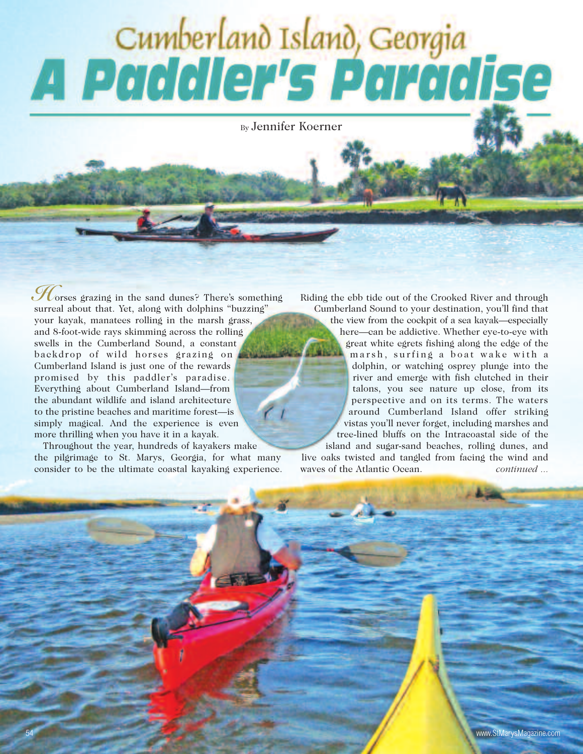# Cumberland Island, Georgia
# A Paddler's Paradise

By Jennifer Koerner

Horses grazing in the sand dunes? There's something surreal about that. Yet, along with dolphins "buzzing" your kayak, manatees rolling in the marsh grass, and 8-foot-wide rays skimming across the rolling swells in the Cumberland Sound, a constant backdrop of wild horses grazing on Cumberland Island is just one of the rewards promised by this paddler's paradise. Everything about Cumberland Island—from the abundant wildlife and island architecture to the pristine beaches and maritime forest—is simply magical. And the experience is even more thrilling when you have it in a kayak.

Throughout the year, hundreds of kayakers make the pilgrimage to St. Marys, Georgia, for what many consider to be the ultimate coastal kayaking experience. Riding the ebb tide out of the Crooked River and through Cumberland Sound to your destination, you'll find that the view from the cockpit of a sea kayak—especially here—can be addictive. Whether eye-to-eye with great white egrets fishing along the edge of the marsh, surfing a boat wake with a dolphin, or watching osprey plunge into the river and emerge with fish clutched in their talons, you see nature up close, from its perspective and on its terms. The waters around Cumberland Island offer striking vistas you'll never forget, including marshes and tree-lined bluffs on the Intracoastal side of the island and sugar-sand beaches, rolling dunes, and live oaks twisted and tangled from facing the wind and waves of the Atlantic Ocean. *continued ...*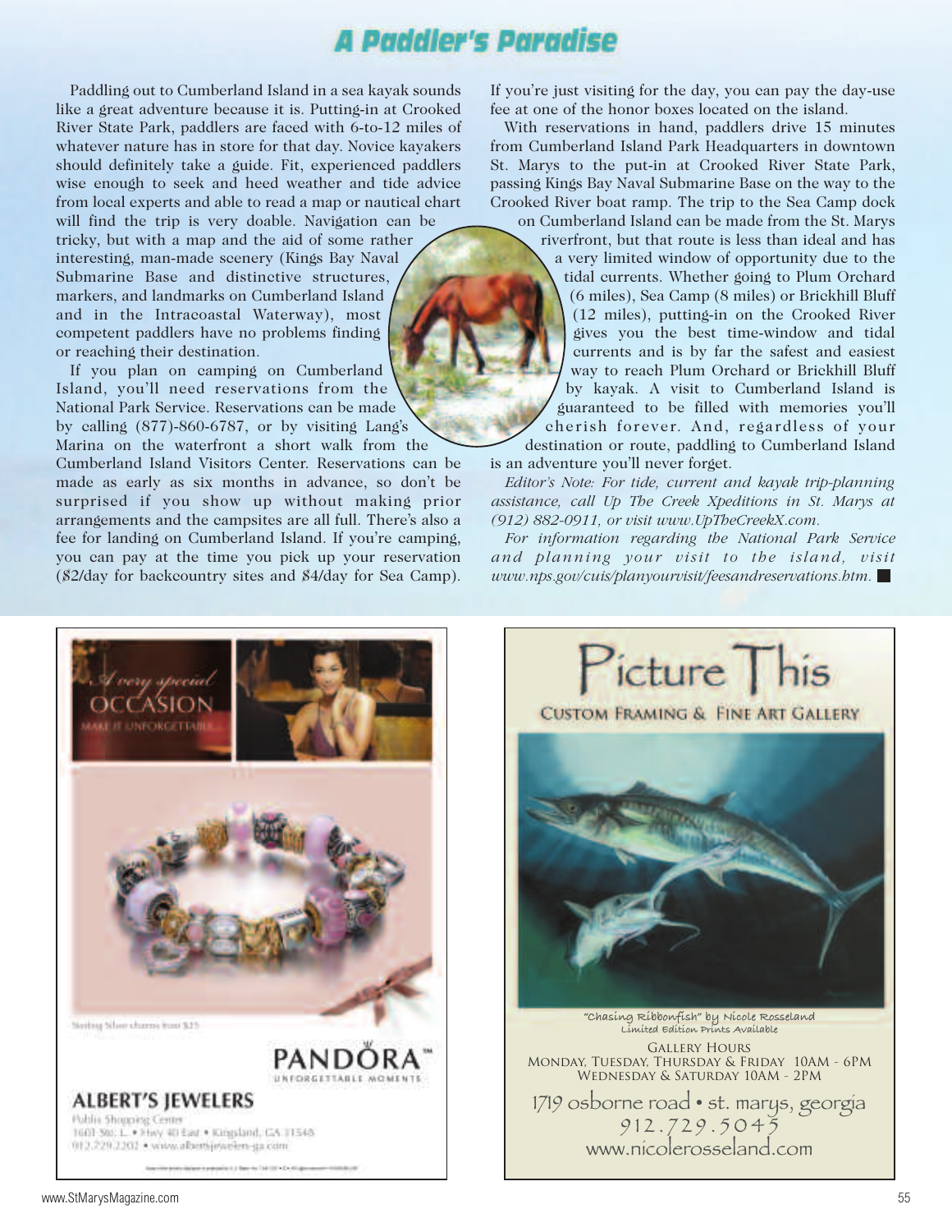# A Paddler's Paradise

Paddling out to Cumberland Island in a sea kayak sounds like a great adventure because it is. Putting-in at Crooked River State Park, paddlers are faced with 6-to-12 miles of whatever nature has in store for that day. Novice kayakers should definitely take a guide. Fit, experienced paddlers wise enough to seek and heed weather and tide advice from local experts and able to read a map or nautical chart will find the trip is very doable. Navigation can be tricky, but with a map and the aid of some rather interesting, man-made scenery (Kings Bay Naval Submarine Base and distinctive structures, markers, and landmarks on Cumberland Island and in the Intracoastal Waterway), most competent paddlers have no problems finding or reaching their destination.

If you plan on camping on Cumberland Island, you'll need reservations from the National Park Service. Reservations can be made by calling (877)-860-6787, or by visiting Lang's Marina on the waterfront a short walk from the Cumberland Island Visitors Center. Reservations can be made as early as six months in advance, so don't be surprised if you show up without making prior arrangements and the campsites are all full. There's also a fee for landing on Cumberland Island. If you're camping, you can pay at the time you pick up your reservation ($2/day for backcountry sites and $4/day for Sea Camp). If you're just visiting for the day, you can pay the day-use fee at one of the honor boxes located on the island.

With reservations in hand, paddlers drive 15 minutes from Cumberland Island Park Headquarters in downtown St. Marys to the put-in at Crooked River State Park, passing Kings Bay Naval Submarine Base on the way to the Crooked River boat ramp. The trip to the Sea Camp dock on Cumberland Island can be made from the St. Marys riverfront, but that route is less than ideal and has a very limited window of opportunity due to the tidal currents. Whether going to Plum Orchard (6 miles), Sea Camp (8 miles) or Brickhill Bluff (12 miles), putting-in on the Crooked River gives you the best time-window and tidal currents and is by far the safest and easiest way to reach Plum Orchard or Brickhill Bluff by kayak. A visit to Cumberland Island is guaranteed to be filled with memories you'll cherish forever. And, regardless of your destination or route, paddling to Cumberland Island is an adventure you'll never forget.

*Editor's Note: For tide, current and kayak trip-planning assistance, call Up The Creek Xpeditions in St. Marys at (912) 882-0911, or visit www.UpTheCreekX.com.*

*For information regarding the National Park Service and planning your visit to the island, visit www.nps.gov/cuis/planyourvisit/feesandreservations.htm.* ■

A very special OCCASION
MAKE IT UNFORGETTABLE

Sterling Silver charms from $25

PANDORA™
UNFORGETTABLE MOMENTS

**ALBERT'S JEWELERS**
Publix Shopping Center
1601 Ste. L • Hwy 40 East • Kingsland, GA 31548
912.729.2202 • www.albertsjewelers-ga.com

# Picture This
CUSTOM FRAMING & FINE ART GALLERY

"Chasing Ribbonfish" by Nicole Rosseland
Limited Edition Prints Available

GALLERY HOURS
MONDAY, TUESDAY, THURSDAY & FRIDAY 10AM - 6PM
WEDNESDAY & SATURDAY 10AM - 2PM

1719 osborne road • st. marys, georgia
912.729.5045
www.nicolerosseland.com